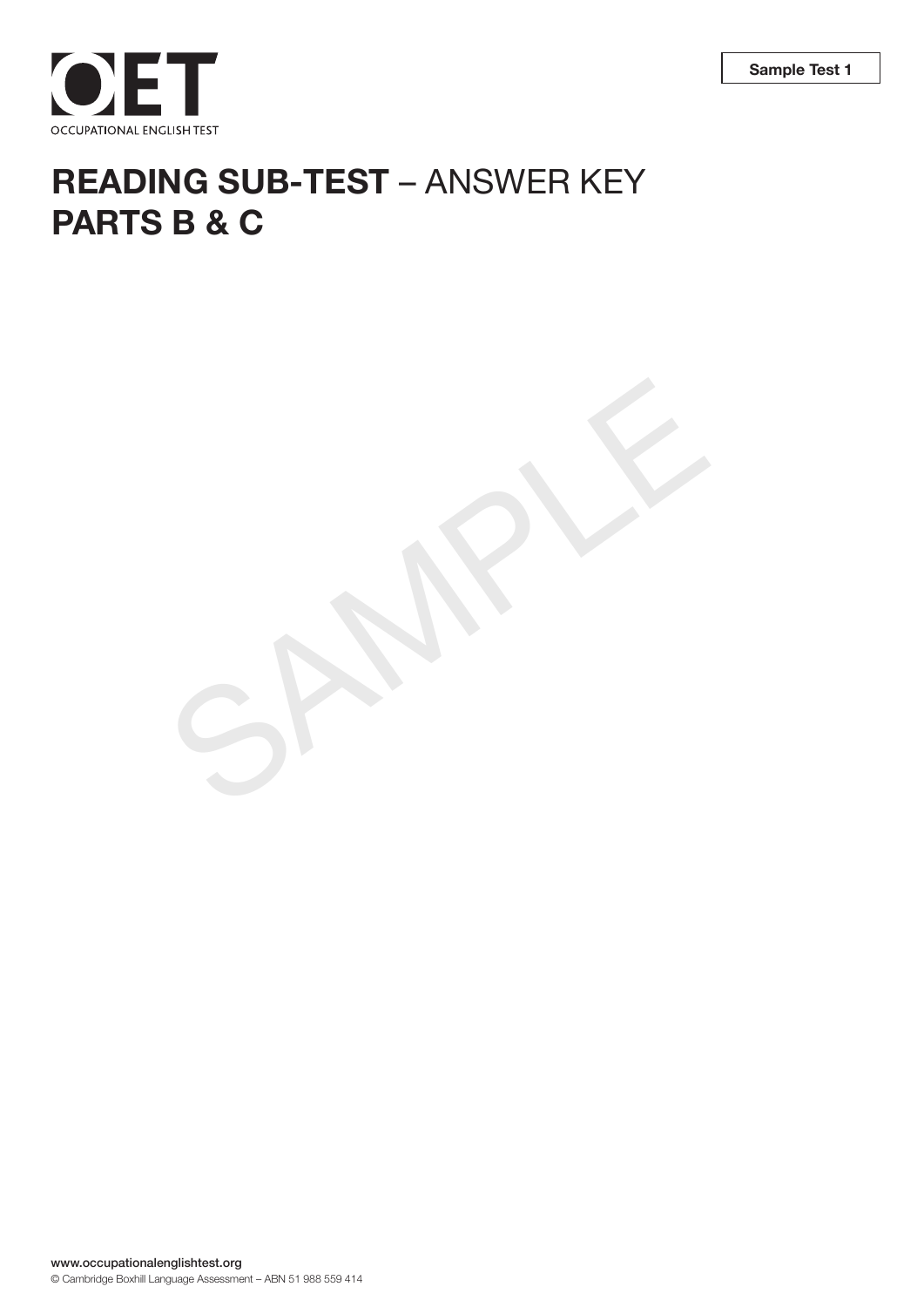Sample Test 1

OET
OCCUPATIONAL ENGLISH TEST

# READING SUB-TEST – ANSWER KEY
# PARTS B & C

SAMPLE

www.occupationalenglishtest.org
© Cambridge Boxhill Language Assessment – ABN 51 988 559 414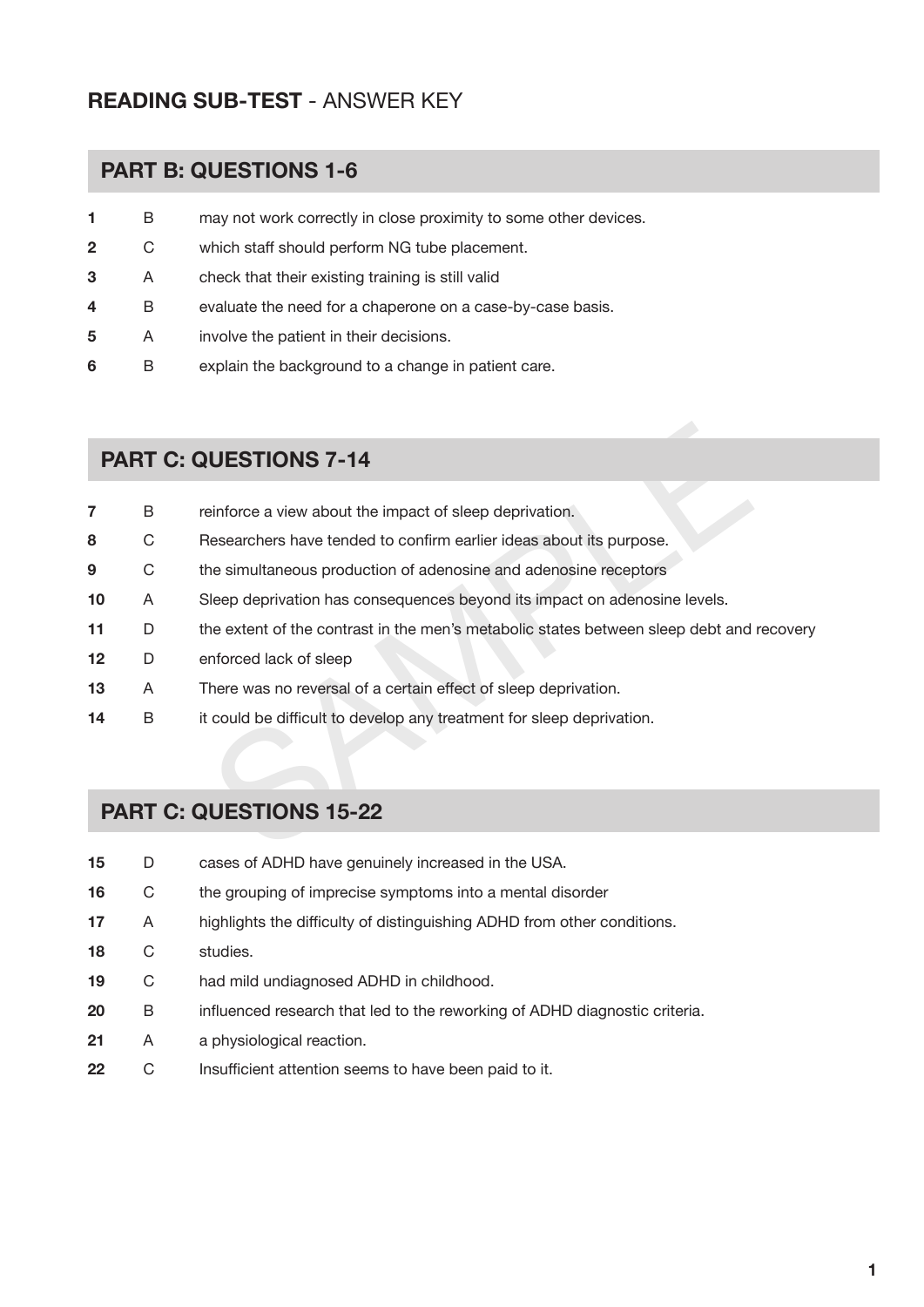## READING SUB-TEST - ANSWER KEY

### PART B: QUESTIONS 1-6

| | | |
|---|---|---|
| **1** | B | may not work correctly in close proximity to some other devices. |
| **2** | C | which staff should perform NG tube placement. |
| **3** | A | check that their existing training is still valid |
| **4** | B | evaluate the need for a chaperone on a case-by-case basis. |
| **5** | A | involve the patient in their decisions. |
| **6** | B | explain the background to a change in patient care. |

### PART C: QUESTIONS 7-14

| | | |
|---|---|---|
| **7** | B | reinforce a view about the impact of sleep deprivation. |
| **8** | C | Researchers have tended to confirm earlier ideas about its purpose. |
| **9** | C | the simultaneous production of adenosine and adenosine receptors |
| **10** | A | Sleep deprivation has consequences beyond its impact on adenosine levels. |
| **11** | D | the extent of the contrast in the men's metabolic states between sleep debt and recovery |
| **12** | D | enforced lack of sleep |
| **13** | A | There was no reversal of a certain effect of sleep deprivation. |
| **14** | B | it could be difficult to develop any treatment for sleep deprivation. |

### PART C: QUESTIONS 15-22

| | | |
|---|---|---|
| **15** | D | cases of ADHD have genuinely increased in the USA. |
| **16** | C | the grouping of imprecise symptoms into a mental disorder |
| **17** | A | highlights the difficulty of distinguishing ADHD from other conditions. |
| **18** | C | studies. |
| **19** | C | had mild undiagnosed ADHD in childhood. |
| **20** | B | influenced research that led to the reworking of ADHD diagnostic criteria. |
| **21** | A | a physiological reaction. |
| **22** | C | Insufficient attention seems to have been paid to it. |